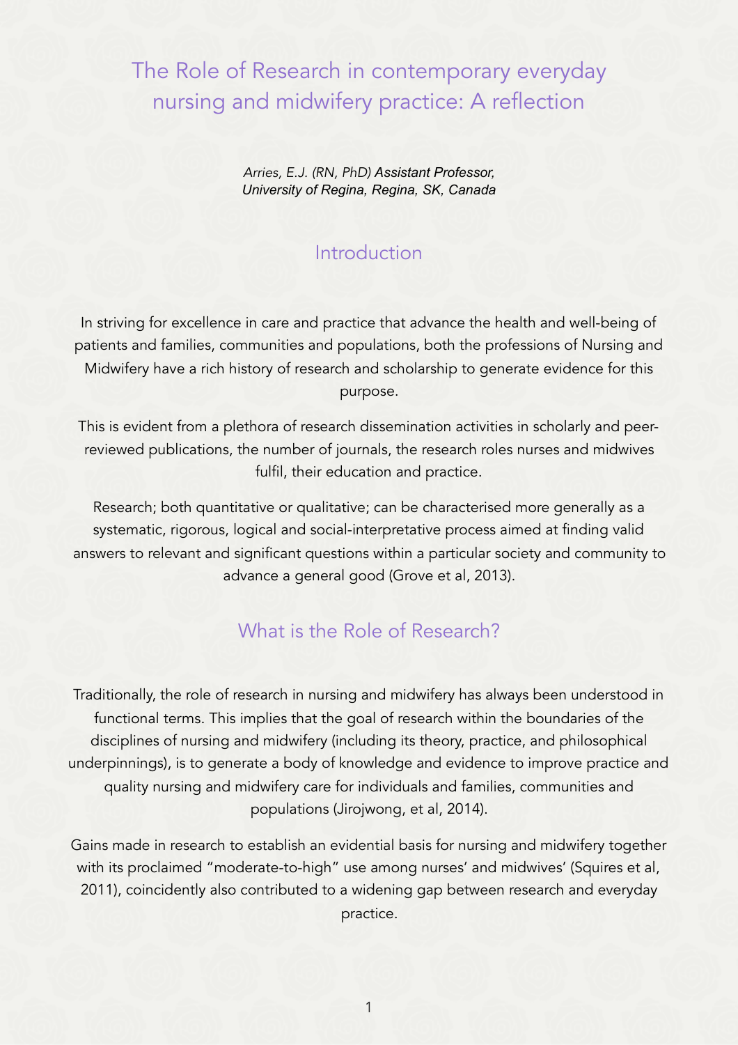# The Role of Research in contemporary everyday nursing and midwifery practice: A reflection

*Arries, E.J. (RN, PhD) Assistant Professor, University of Regina, Regina, SK, Canada*

## Introduction

In striving for excellence in care and practice that advance the health and well-being of patients and families, communities and populations, both the professions of Nursing and Midwifery have a rich history of research and scholarship to generate evidence for this purpose.

This is evident from a plethora of research dissemination activities in scholarly and peer-reviewed publications, the number of journals, the research roles nurses and midwives fulfil, their education and practice.

Research; both quantitative or qualitative; can be characterised more generally as a systematic, rigorous, logical and social-interpretative process aimed at finding valid answers to relevant and significant questions within a particular society and community to advance a general good (Grove et al, 2013).

## What is the Role of Research?

Traditionally, the role of research in nursing and midwifery has always been understood in functional terms. This implies that the goal of research within the boundaries of the disciplines of nursing and midwifery (including its theory, practice, and philosophical underpinnings), is to generate a body of knowledge and evidence to improve practice and quality nursing and midwifery care for individuals and families, communities and populations (Jirojwong, et al, 2014).

Gains made in research to establish an evidential basis for nursing and midwifery together with its proclaimed "moderate-to-high" use among nurses' and midwives' (Squires et al, 2011), coincidently also contributed to a widening gap between research and everyday practice.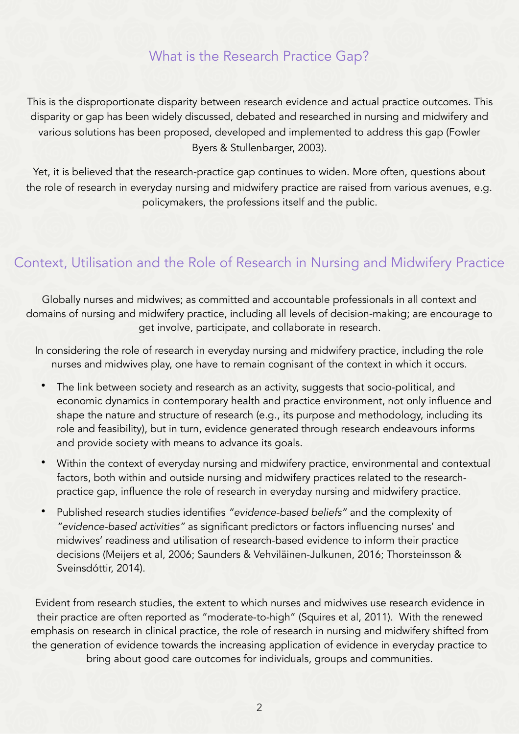## What is the Research Practice Gap?

This is the disproportionate disparity between research evidence and actual practice outcomes. This disparity or gap has been widely discussed, debated and researched in nursing and midwifery and various solutions has been proposed, developed and implemented to address this gap (Fowler Byers & Stullenbarger, 2003).

Yet, it is believed that the research-practice gap continues to widen. More often, questions about the role of research in everyday nursing and midwifery practice are raised from various avenues, e.g. policymakers, the professions itself and the public.

## Context, Utilisation and the Role of Research in Nursing and Midwifery Practice

Globally nurses and midwives; as committed and accountable professionals in all context and domains of nursing and midwifery practice, including all levels of decision-making; are encourage to get involve, participate, and collaborate in research.

In considering the role of research in everyday nursing and midwifery practice, including the role nurses and midwives play, one have to remain cognisant of the context in which it occurs.

- The link between society and research as an activity, suggests that socio-political, and economic dynamics in contemporary health and practice environment, not only influence and shape the nature and structure of research (e.g., its purpose and methodology, including its role and feasibility), but in turn, evidence generated through research endeavours informs and provide society with means to advance its goals.
- Within the context of everyday nursing and midwifery practice, environmental and contextual factors, both within and outside nursing and midwifery practices related to the research-practice gap, influence the role of research in everyday nursing and midwifery practice.
- Published research studies identifies *"evidence-based beliefs"* and the complexity of *"evidence-based activities"* as significant predictors or factors influencing nurses' and midwives' readiness and utilisation of research-based evidence to inform their practice decisions (Meijers et al, 2006; Saunders & Vehviläinen-Julkunen, 2016; Thorsteinsson & Sveinsdóttir, 2014).

Evident from research studies, the extent to which nurses and midwives use research evidence in their practice are often reported as "moderate-to-high" (Squires et al, 2011). With the renewed emphasis on research in clinical practice, the role of research in nursing and midwifery shifted from the generation of evidence towards the increasing application of evidence in everyday practice to bring about good care outcomes for individuals, groups and communities.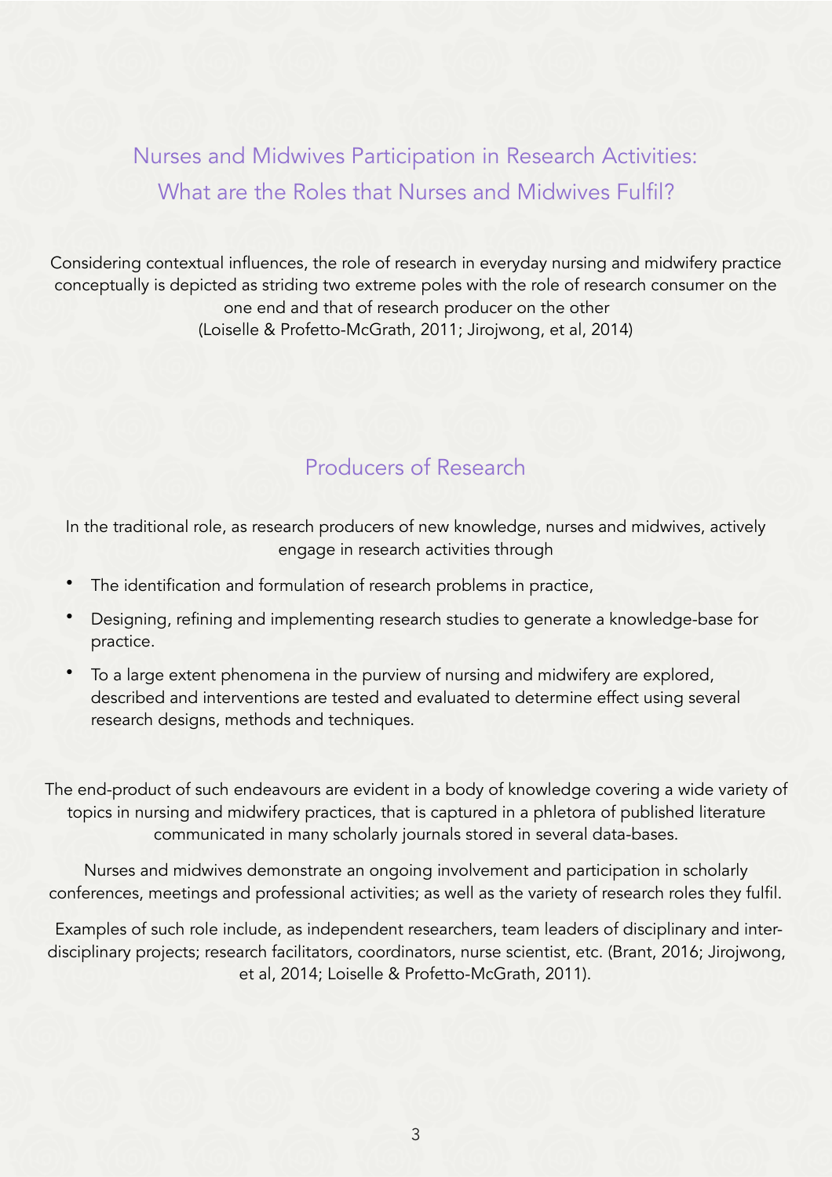## Nurses and Midwives Participation in Research Activities: What are the Roles that Nurses and Midwives Fulfil?

Considering contextual influences, the role of research in everyday nursing and midwifery practice conceptually is depicted as striding two extreme poles with the role of research consumer on the one end and that of research producer on the other (Loiselle & Profetto-McGrath, 2011; Jirojwong, et al, 2014)

### Producers of Research

In the traditional role, as research producers of new knowledge, nurses and midwives, actively engage in research activities through

- The identification and formulation of research problems in practice,
- Designing, refining and implementing research studies to generate a knowledge-base for practice.
- To a large extent phenomena in the purview of nursing and midwifery are explored, described and interventions are tested and evaluated to determine effect using several research designs, methods and techniques.

The end-product of such endeavours are evident in a body of knowledge covering a wide variety of topics in nursing and midwifery practices, that is captured in a phletora of published literature communicated in many scholarly journals stored in several data-bases.

Nurses and midwives demonstrate an ongoing involvement and participation in scholarly conferences, meetings and professional activities; as well as the variety of research roles they fulfil.

Examples of such role include, as independent researchers, team leaders of disciplinary and inter-disciplinary projects; research facilitators, coordinators, nurse scientist, etc. (Brant, 2016; Jirojwong, et al, 2014; Loiselle & Profetto-McGrath, 2011).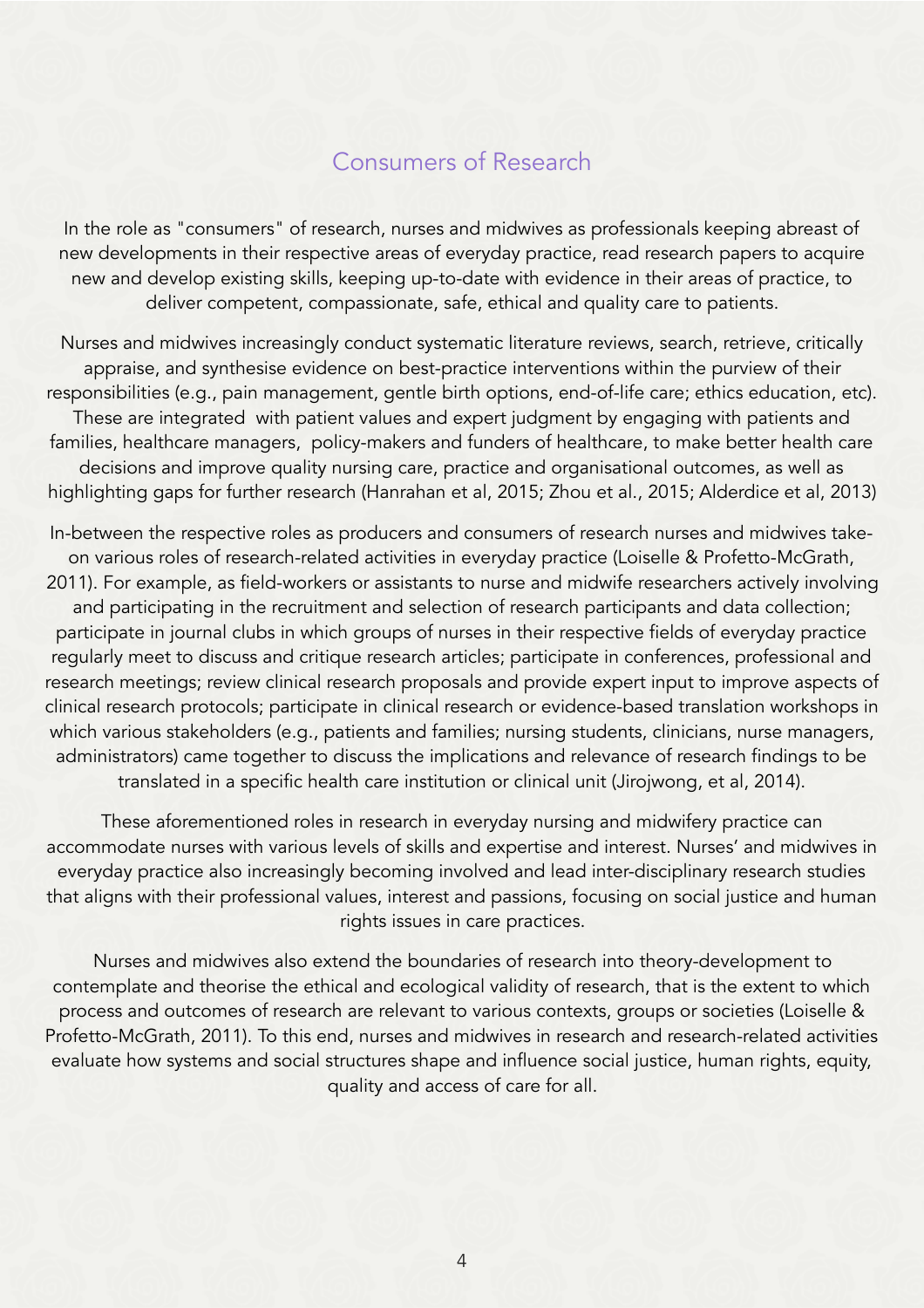## Consumers of Research

In the role as "consumers" of research, nurses and midwives as professionals keeping abreast of new developments in their respective areas of everyday practice, read research papers to acquire new and develop existing skills, keeping up-to-date with evidence in their areas of practice, to deliver competent, compassionate, safe, ethical and quality care to patients.

Nurses and midwives increasingly conduct systematic literature reviews, search, retrieve, critically appraise, and synthesise evidence on best-practice interventions within the purview of their responsibilities (e.g., pain management, gentle birth options, end-of-life care; ethics education, etc). These are integrated with patient values and expert judgment by engaging with patients and families, healthcare managers, policy-makers and funders of healthcare, to make better health care decisions and improve quality nursing care, practice and organisational outcomes, as well as highlighting gaps for further research (Hanrahan et al, 2015; Zhou et al., 2015; Alderdice et al, 2013)

In-between the respective roles as producers and consumers of research nurses and midwives take-on various roles of research-related activities in everyday practice (Loiselle & Profetto-McGrath, 2011). For example, as field-workers or assistants to nurse and midwife researchers actively involving and participating in the recruitment and selection of research participants and data collection; participate in journal clubs in which groups of nurses in their respective fields of everyday practice regularly meet to discuss and critique research articles; participate in conferences, professional and research meetings; review clinical research proposals and provide expert input to improve aspects of clinical research protocols; participate in clinical research or evidence-based translation workshops in which various stakeholders (e.g., patients and families; nursing students, clinicians, nurse managers, administrators) came together to discuss the implications and relevance of research findings to be translated in a specific health care institution or clinical unit (Jirojwong, et al, 2014).

These aforementioned roles in research in everyday nursing and midwifery practice can accommodate nurses with various levels of skills and expertise and interest. Nurses' and midwives in everyday practice also increasingly becoming involved and lead inter-disciplinary research studies that aligns with their professional values, interest and passions, focusing on social justice and human rights issues in care practices.

Nurses and midwives also extend the boundaries of research into theory-development to contemplate and theorise the ethical and ecological validity of research, that is the extent to which process and outcomes of research are relevant to various contexts, groups or societies (Loiselle & Profetto-McGrath, 2011). To this end, nurses and midwives in research and research-related activities evaluate how systems and social structures shape and influence social justice, human rights, equity, quality and access of care for all.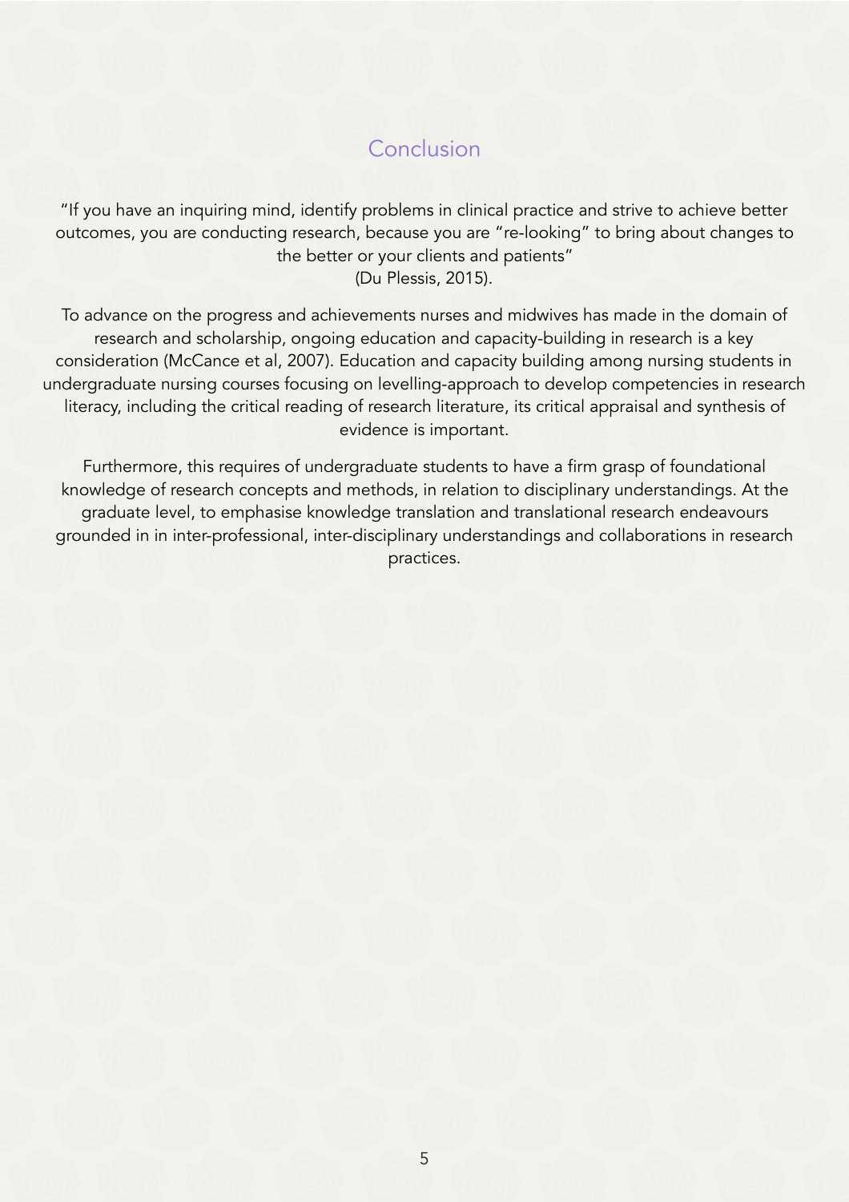## Conclusion

"If you have an inquiring mind, identify problems in clinical practice and strive to achieve better outcomes, you are conducting research, because you are "re-looking" to bring about changes to the better or your clients and patients"
(Du Plessis, 2015).

To advance on the progress and achievements nurses and midwives has made in the domain of research and scholarship, ongoing education and capacity-building in research is a key consideration (McCance et al, 2007). Education and capacity building among nursing students in undergraduate nursing courses focusing on levelling-approach to develop competencies in research literacy, including the critical reading of research literature, its critical appraisal and synthesis of evidence is important.

Furthermore, this requires of undergraduate students to have a firm grasp of foundational knowledge of research concepts and methods, in relation to disciplinary understandings. At the graduate level, to emphasise knowledge translation and translational research endeavours grounded in in inter-professional, inter-disciplinary understandings and collaborations in research practices.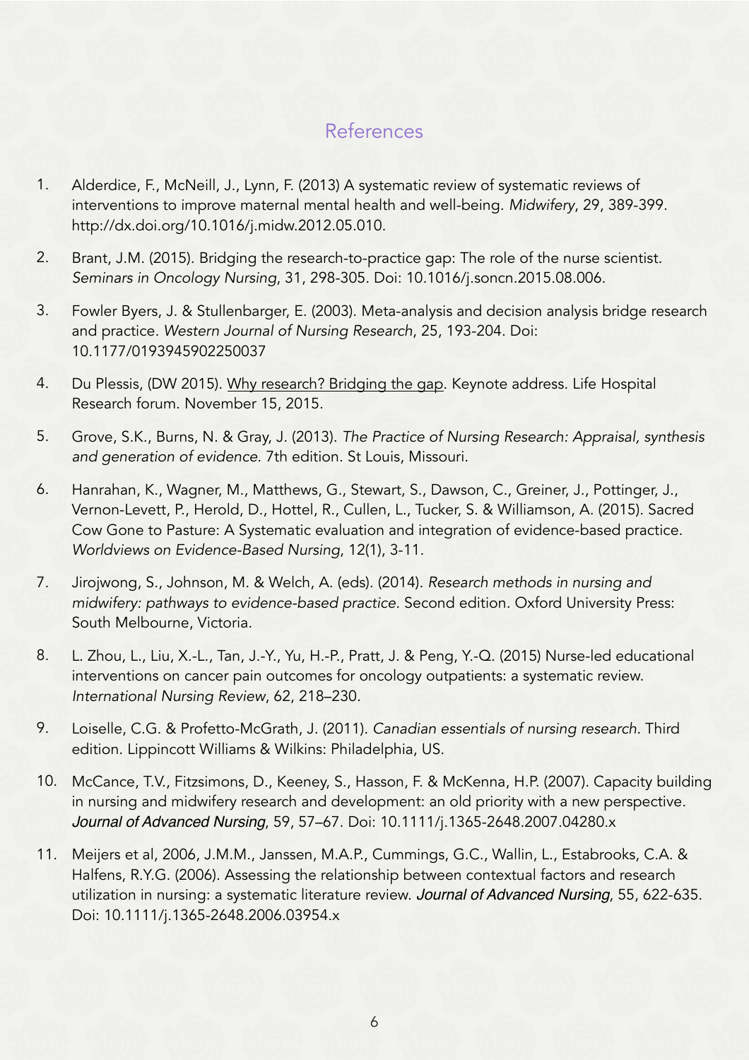## References

1. Alderdice, F., McNeill, J., Lynn, F. (2013) A systematic review of systematic reviews of interventions to improve maternal mental health and well-being. *Midwifery*, 29, 389-399. http://dx.doi.org/10.1016/j.midw.2012.05.010.
2. Brant, J.M. (2015). Bridging the research-to-practice gap: The role of the nurse scientist. *Seminars in Oncology Nursing*, 31, 298-305. Doi: 10.1016/j.soncn.2015.08.006.
3. Fowler Byers, J. & Stullenbarger, E. (2003). Meta-analysis and decision analysis bridge research and practice. *Western Journal of Nursing Research*, 25, 193-204. Doi: 10.1177/0193945902250037
4. Du Plessis, (DW 2015). Why research? Bridging the gap. Keynote address. Life Hospital Research forum. November 15, 2015.
5. Grove, S.K., Burns, N. & Gray, J. (2013). *The Practice of Nursing Research: Appraisal, synthesis and generation of evidence.* 7th edition. St Louis, Missouri.
6. Hanrahan, K., Wagner, M., Matthews, G., Stewart, S., Dawson, C., Greiner, J., Pottinger, J., Vernon-Levett, P., Herold, D., Hottel, R., Cullen, L., Tucker, S. & Williamson, A. (2015). Sacred Cow Gone to Pasture: A Systematic evaluation and integration of evidence-based practice. *Worldviews on Evidence-Based Nursing*, 12(1), 3-11.
7. Jirojwong, S., Johnson, M. & Welch, A. (eds). (2014). *Research methods in nursing and midwifery: pathways to evidence-based practice*. Second edition. Oxford University Press: South Melbourne, Victoria.
8. L. Zhou, L., Liu, X.-L., Tan, J.-Y., Yu, H.-P., Pratt, J. & Peng, Y.-Q. (2015) Nurse-led educational interventions on cancer pain outcomes for oncology outpatients: a systematic review. *International Nursing Review*, 62, 218–230.
9. Loiselle, C.G. & Profetto-McGrath, J. (2011). *Canadian essentials of nursing research*. Third edition. Lippincott Williams & Wilkins: Philadelphia, US.
10. McCance, T.V., Fitzsimons, D., Keeney, S., Hasson, F. & McKenna, H.P. (2007). Capacity building in nursing and midwifery research and development: an old priority with a new perspective. *Journal of Advanced Nursing*, 59, 57–67. Doi: 10.1111/j.1365-2648.2007.04280.x
11. Meijers et al, 2006, J.M.M., Janssen, M.A.P., Cummings, G.C., Wallin, L., Estabrooks, C.A. & Halfens, R.Y.G. (2006). Assessing the relationship between contextual factors and research utilization in nursing: a systematic literature review. *Journal of Advanced Nursing*, 55, 622-635. Doi: 10.1111/j.1365-2648.2006.03954.x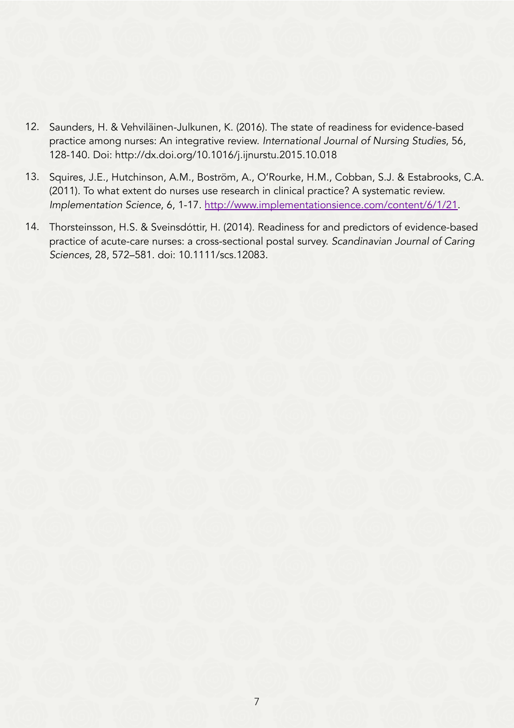12. Saunders, H. & Vehviläinen-Julkunen, K. (2016). The state of readiness for evidence-based practice among nurses: An integrative review. *International Journal of Nursing Studies*, 56, 128-140. Doi: http://dx.doi.org/10.1016/j.ijnurstu.2015.10.018

13. Squires, J.E., Hutchinson, A.M., Boström, A., O'Rourke, H.M., Cobban, S.J. & Estabrooks, C.A. (2011). To what extent do nurses use research in clinical practice? A systematic review. *Implementation Science*, 6, 1-17. [http://www.implementationsience.com/content/6/1/21](http://www.implementationsience.com/content/6/1/21).

14. Thorsteinsson, H.S. & Sveinsdóttir, H. (2014). Readiness for and predictors of evidence-based practice of acute-care nurses: a cross-sectional postal survey. *Scandinavian Journal of Caring Sciences*, 28, 572–581. doi: 10.1111/scs.12083.